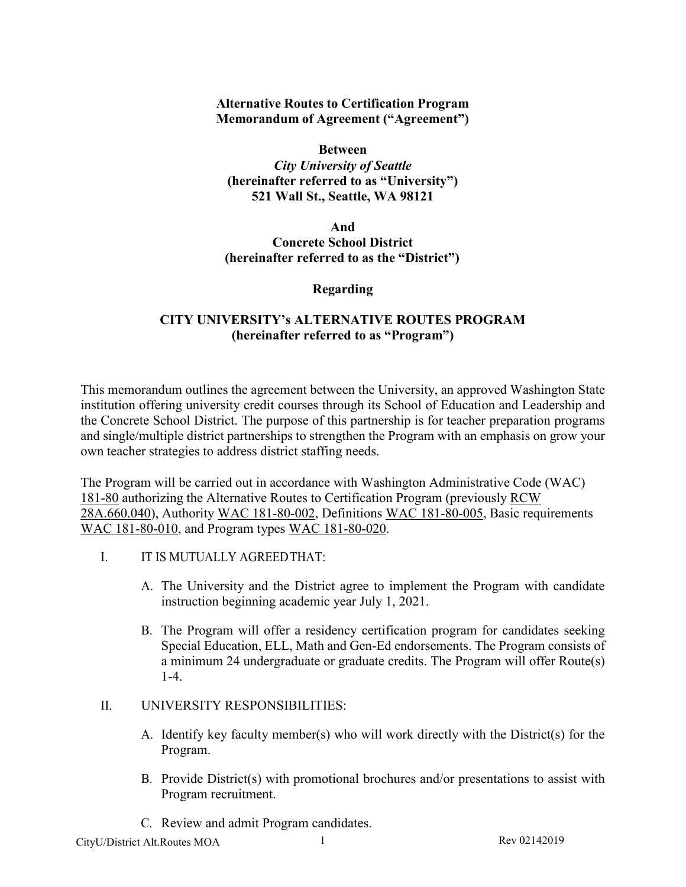**Alternative Routes to Certification Program**
**Memorandum of Agreement ("Agreement")**

**Between**
***City University of Seattle***
**(hereinafter referred to as "University")**
**521 Wall St., Seattle, WA 98121**

**And**
**Concrete School District**
**(hereinafter referred to as the "District")**

**Regarding**

**CITY UNIVERSITY's ALTERNATIVE ROUTES PROGRAM**
**(hereinafter referred to as "Program")**

This memorandum outlines the agreement between the University, an approved Washington State institution offering university credit courses through its School of Education and Leadership and the Concrete School District. The purpose of this partnership is for teacher preparation programs and single/multiple district partnerships to strengthen the Program with an emphasis on grow your own teacher strategies to address district staffing needs.

The Program will be carried out in accordance with Washington Administrative Code (WAC) 181-80 authorizing the Alternative Routes to Certification Program (previously RCW 28A.660.040), Authority WAC 181-80-002, Definitions WAC 181-80-005, Basic requirements WAC 181-80-010, and Program types WAC 181-80-020.

I. IT IS MUTUALLY AGREED THAT:

   A. The University and the District agree to implement the Program with candidate instruction beginning academic year July 1, 2021.

   B. The Program will offer a residency certification program for candidates seeking Special Education, ELL, Math and Gen-Ed endorsements. The Program consists of a minimum 24 undergraduate or graduate credits. The Program will offer Route(s) 1-4.

II. UNIVERSITY RESPONSIBILITIES:

   A. Identify key faculty member(s) who will work directly with the District(s) for the Program.

   B. Provide District(s) with promotional brochures and/or presentations to assist with Program recruitment.

   C. Review and admit Program candidates.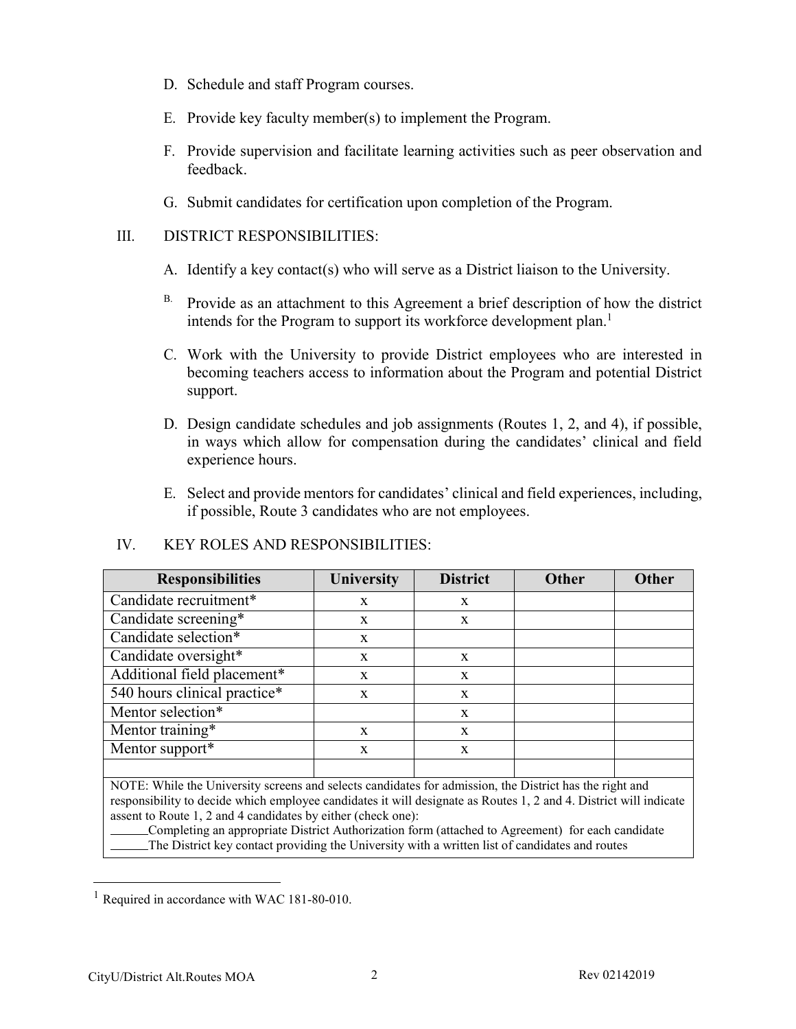D. Schedule and staff Program courses.

E. Provide key faculty member(s) to implement the Program.

F. Provide supervision and facilitate learning activities such as peer observation and feedback.

G. Submit candidates for certification upon completion of the Program.

III. DISTRICT RESPONSIBILITIES:

A. Identify a key contact(s) who will serve as a District liaison to the University.

B. Provide as an attachment to this Agreement a brief description of how the district intends for the Program to support its workforce development plan.[1]

C. Work with the University to provide District employees who are interested in becoming teachers access to information about the Program and potential District support.

D. Design candidate schedules and job assignments (Routes 1, 2, and 4), if possible, in ways which allow for compensation during the candidates' clinical and field experience hours.

E. Select and provide mentors for candidates' clinical and field experiences, including, if possible, Route 3 candidates who are not employees.

IV. KEY ROLES AND RESPONSIBILITIES:

| Responsibilities | University | District | Other | Other |
|---|---|---|---|---|
| Candidate recruitment* | x | x | | |
| Candidate screening* | x | x | | |
| Candidate selection* | x | | | |
| Candidate oversight* | x | x | | |
| Additional field placement* | x | x | | |
| 540 hours clinical practice* | x | x | | |
| Mentor selection* | | x | | |
| Mentor training* | x | x | | |
| Mentor support* | x | x | | |
| | | | | |

NOTE: While the University screens and selects candidates for admission, the District has the right and responsibility to decide which employee candidates it will designate as Routes 1, 2 and 4. District will indicate assent to Route 1, 2 and 4 candidates by either (check one):

______Completing an appropriate District Authorization form (attached to Agreement) for each candidate

______The District key contact providing the University with a written list of candidates and routes

[1] Required in accordance with WAC 181-80-010.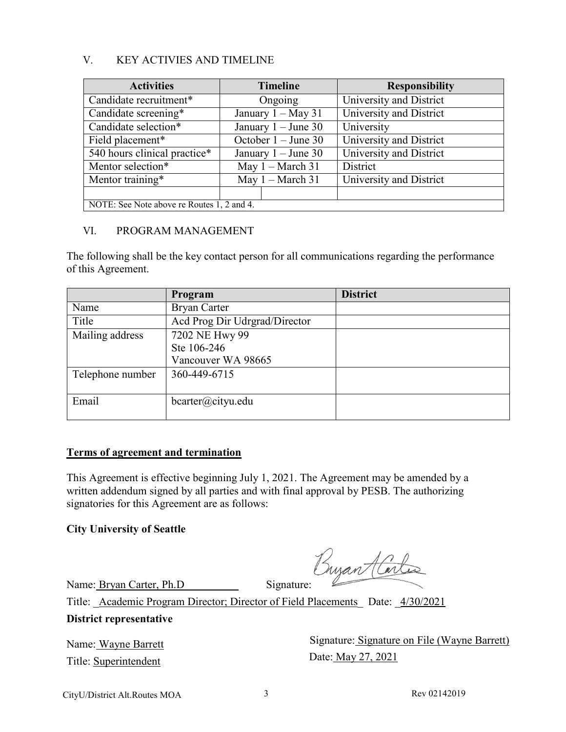## V. KEY ACTIVIES AND TIMELINE

| Activities | Timeline | Responsibility |
|---|---|---|
| Candidate recruitment* | Ongoing | University and District |
| Candidate screening* | January 1 – May 31 | University and District |
| Candidate selection* | January 1 – June 30 | University |
| Field placement* | October 1 – June 30 | University and District |
| 540 hours clinical practice* | January 1 – June 30 | University and District |
| Mentor selection* | May 1 – March 31 | District |
| Mentor training* | May 1 – March 31 | University and District |
| | | |
| NOTE: See Note above re Routes 1, 2 and 4. | | |

## VI. PROGRAM MANAGEMENT

The following shall be the key contact person for all communications regarding the performance of this Agreement.

| | Program | District |
|---|---|---|
| Name | Bryan Carter | |
| Title | Acd Prog Dir Udrgrad/Director | |
| Mailing address | 7202 NE Hwy 99<br>Ste 106-246<br>Vancouver WA 98665 | |
| Telephone number | 360-449-6715 | |
| Email | bcarter@cityu.edu | |

**Terms of agreement and termination**

This Agreement is effective beginning July 1, 2021. The Agreement may be amended by a written addendum signed by all parties and with final approval by PESB. The authorizing signatories for this Agreement are as follows:

**City University of Seattle**

Name: Bryan Carter, Ph.D Signature: Bryan Carter

Title: Academic Program Director; Director of Field Placements Date: 4/30/2021

**District representative**

Name: Wayne Barrett

Title: Superintendent

Signature: Signature on File (Wayne Barrett)

Date: May 27, 2021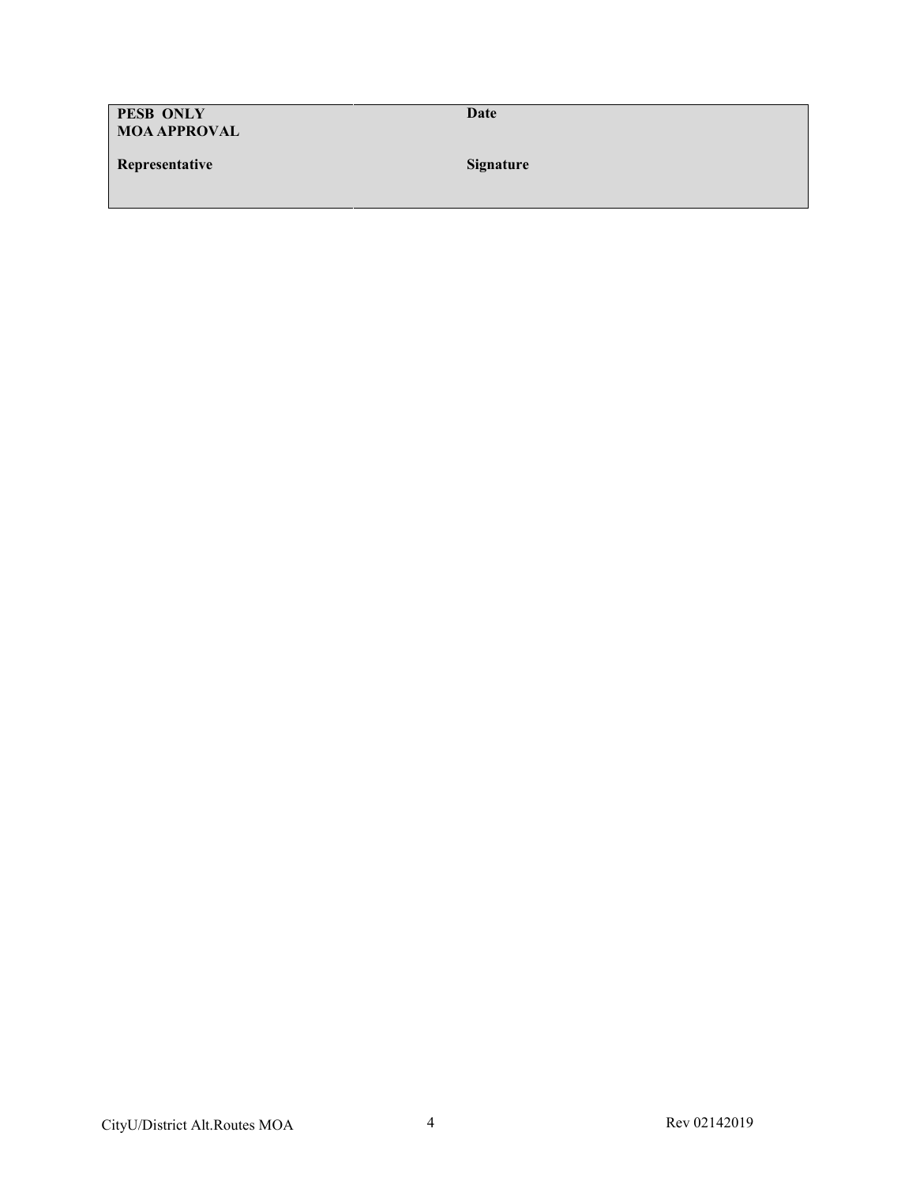| | |
|---|---|
| **PESB ONLY**<br>**MOA APPROVAL** | **Date** |
| **Representative** | **Signature** |